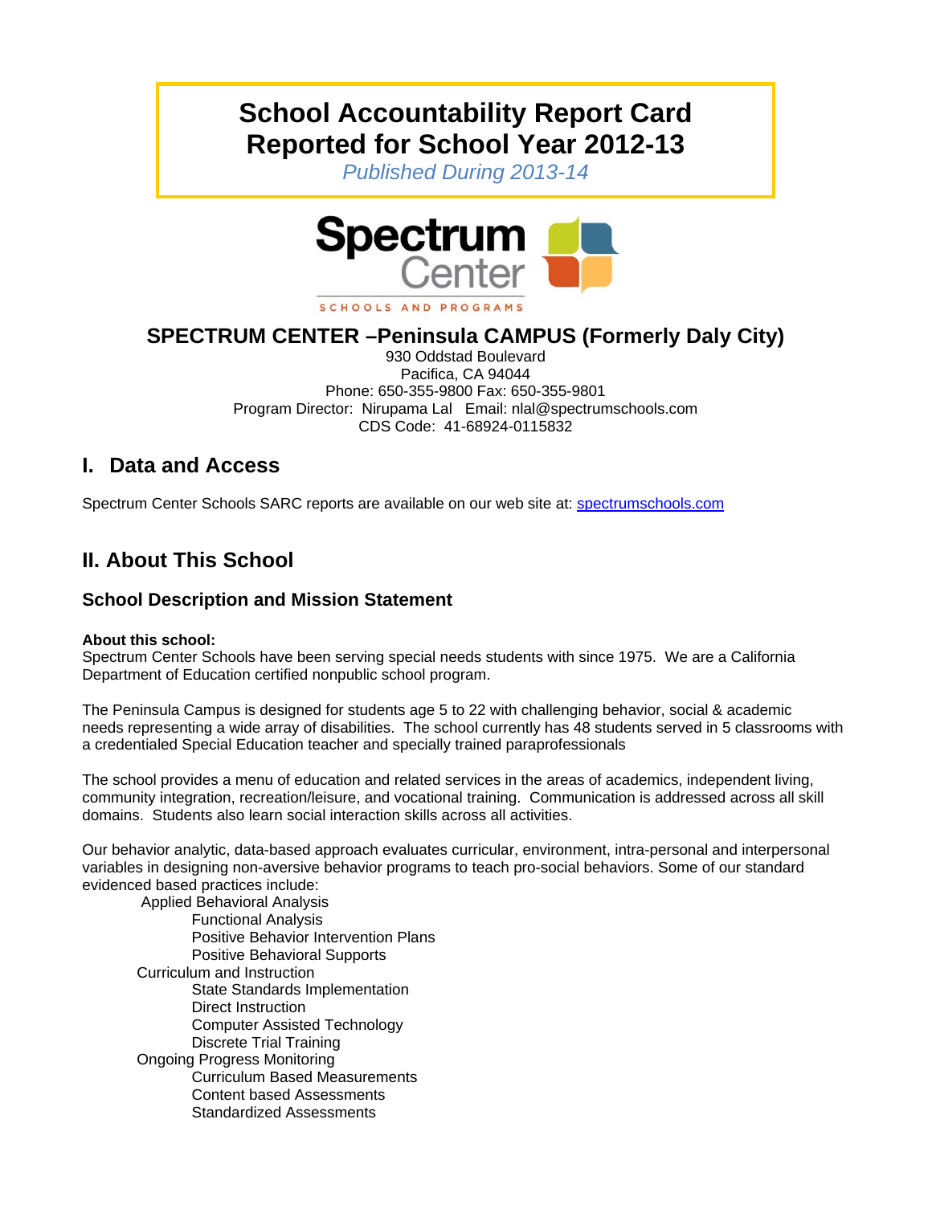# School Accountability Report Card Reported for School Year 2012-13

*Published During 2013-14*

Spectrum Center

SCHOOLS AND PROGRAMS

## SPECTRUM CENTER –Peninsula CAMPUS (Formerly Daly City)

930 Oddstad Boulevard
Pacifica, CA 94044
Phone: 650-355-9800 Fax: 650-355-9801
Program Director: Nirupama Lal Email: nlal@spectrumschools.com
CDS Code: 41-68924-0115832

## I. Data and Access

Spectrum Center Schools SARC reports are available on our web site at: spectrumschools.com

## II. About This School

### School Description and Mission Statement

**About this school:**
Spectrum Center Schools have been serving special needs students with since 1975. We are a California Department of Education certified nonpublic school program.

The Peninsula Campus is designed for students age 5 to 22 with challenging behavior, social & academic needs representing a wide array of disabilities. The school currently has 48 students served in 5 classrooms with a credentialed Special Education teacher and specially trained paraprofessionals

The school provides a menu of education and related services in the areas of academics, independent living, community integration, recreation/leisure, and vocational training. Communication is addressed across all skill domains. Students also learn social interaction skills across all activities.

Our behavior analytic, data-based approach evaluates curricular, environment, intra-personal and interpersonal variables in designing non-aversive behavior programs to teach pro-social behaviors. Some of our standard evidenced based practices include:

- Applied Behavioral Analysis
  - Functional Analysis
  - Positive Behavior Intervention Plans
  - Positive Behavioral Supports
- Curriculum and Instruction
  - State Standards Implementation
  - Direct Instruction
  - Computer Assisted Technology
  - Discrete Trial Training
- Ongoing Progress Monitoring
  - Curriculum Based Measurements
  - Content based Assessments
  - Standardized Assessments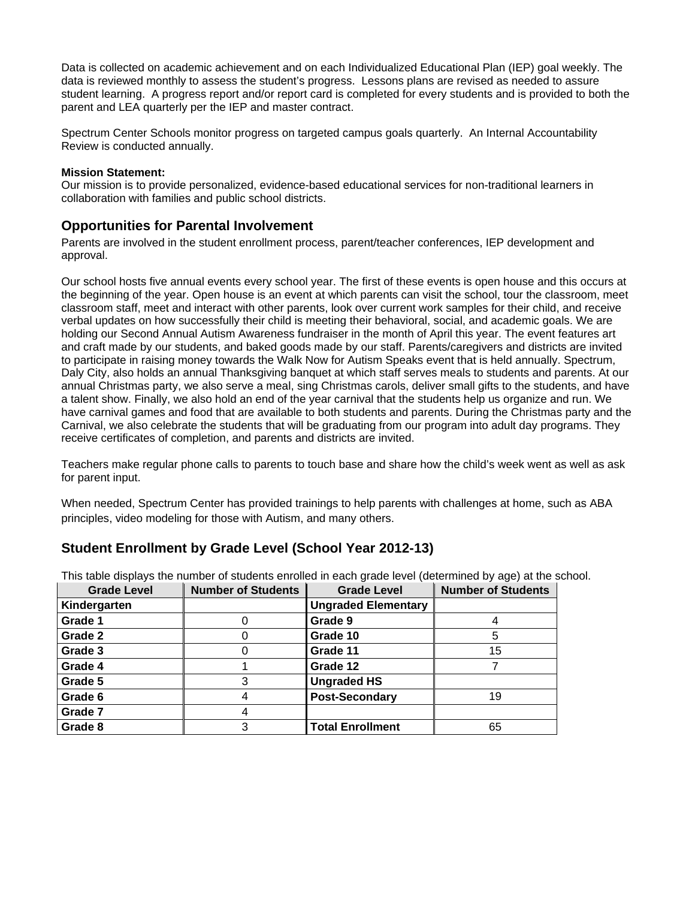Data is collected on academic achievement and on each Individualized Educational Plan (IEP) goal weekly. The data is reviewed monthly to assess the student's progress. Lessons plans are revised as needed to assure student learning. A progress report and/or report card is completed for every students and is provided to both the parent and LEA quarterly per the IEP and master contract.

Spectrum Center Schools monitor progress on targeted campus goals quarterly. An Internal Accountability Review is conducted annually.

**Mission Statement:**
Our mission is to provide personalized, evidence-based educational services for non-traditional learners in collaboration with families and public school districts.

## Opportunities for Parental Involvement

Parents are involved in the student enrollment process, parent/teacher conferences, IEP development and approval.

Our school hosts five annual events every school year. The first of these events is open house and this occurs at the beginning of the year. Open house is an event at which parents can visit the school, tour the classroom, meet classroom staff, meet and interact with other parents, look over current work samples for their child, and receive verbal updates on how successfully their child is meeting their behavioral, social, and academic goals. We are holding our Second Annual Autism Awareness fundraiser in the month of April this year. The event features art and craft made by our students, and baked goods made by our staff. Parents/caregivers and districts are invited to participate in raising money towards the Walk Now for Autism Speaks event that is held annually. Spectrum, Daly City, also holds an annual Thanksgiving banquet at which staff serves meals to students and parents. At our annual Christmas party, we also serve a meal, sing Christmas carols, deliver small gifts to the students, and have a talent show. Finally, we also hold an end of the year carnival that the students help us organize and run. We have carnival games and food that are available to both students and parents. During the Christmas party and the Carnival, we also celebrate the students that will be graduating from our program into adult day programs. They receive certificates of completion, and parents and districts are invited.

Teachers make regular phone calls to parents to touch base and share how the child's week went as well as ask for parent input.

When needed, Spectrum Center has provided trainings to help parents with challenges at home, such as ABA principles, video modeling for those with Autism, and many others.

## Student Enrollment by Grade Level (School Year 2012-13)

This table displays the number of students enrolled in each grade level (determined by age) at the school.

| Grade Level | Number of Students | Grade Level | Number of Students |
|---|---|---|---|
| **Kindergarten** | | **Ungraded Elementary** | |
| **Grade 1** | 0 | **Grade 9** | 4 |
| **Grade 2** | 0 | **Grade 10** | 5 |
| **Grade 3** | 0 | **Grade 11** | 15 |
| **Grade 4** | 1 | **Grade 12** | 7 |
| **Grade 5** | 3 | **Ungraded HS** | |
| **Grade 6** | 4 | **Post-Secondary** | 19 |
| **Grade 7** | 4 | | |
| **Grade 8** | 3 | **Total Enrollment** | 65 |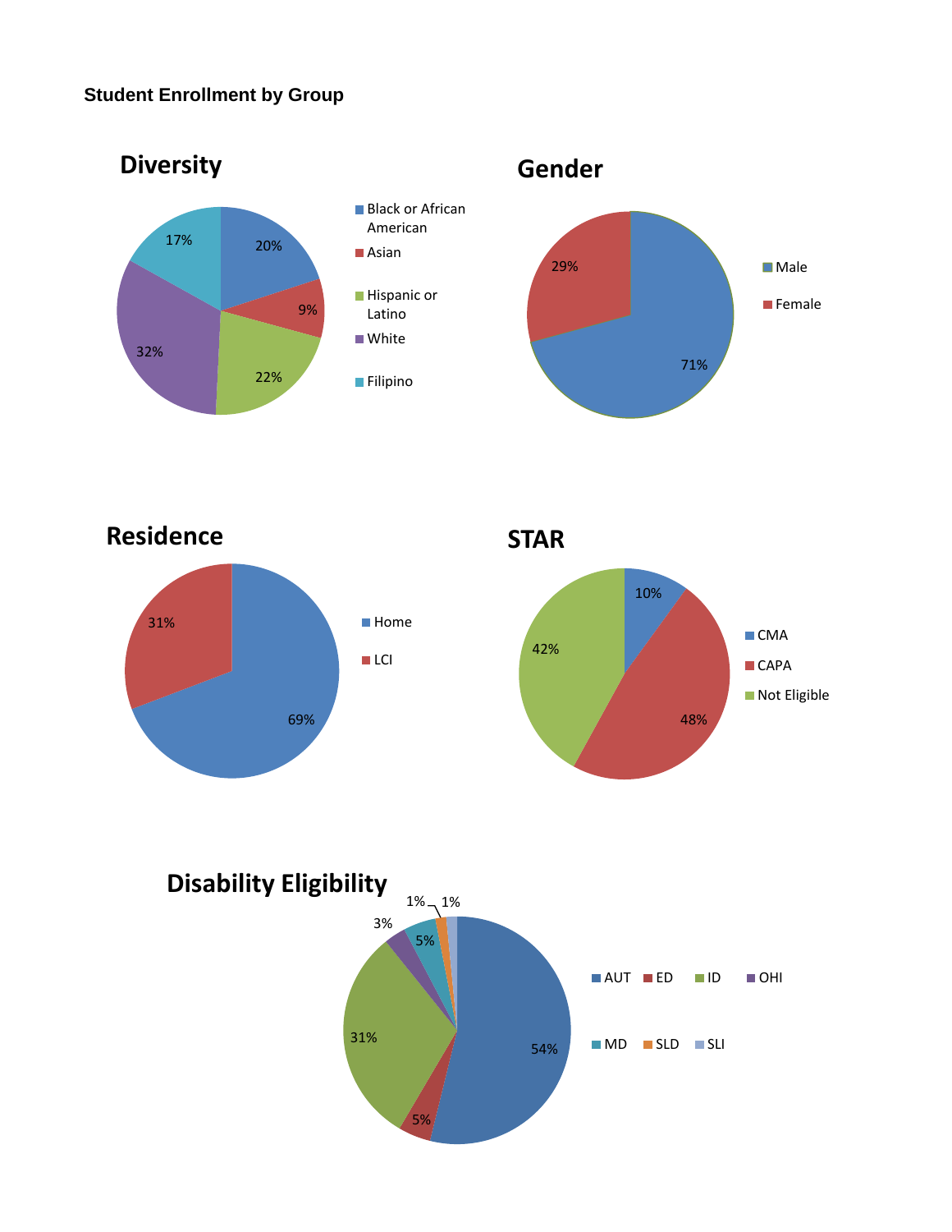**Student Enrollment by Group**

## Diversity

| Group | Percent |
| --- | --- |
| Black or African American | 20% |
| Asian | 9% |
| Hispanic or Latino | 22% |
| White | 32% |
| Filipino | 17% |

## Gender

| Group | Percent |
| --- | --- |
| Male | 71% |
| Female | 29% |

## Residence

| Group | Percent |
| --- | --- |
| Home | 69% |
| LCI | 31% |

## STAR

| Group | Percent |
| --- | --- |
| CMA | 10% |
| CAPA | 48% |
| Not Eligible | 42% |

## Disability Eligibility

| Group | Percent |
| --- | --- |
| AUT | 54% |
| ED | 5% |
| ID | 31% |
| OHI | 3% |
| MD | 5% |
| SLD | 1% |
| SLI | 1% |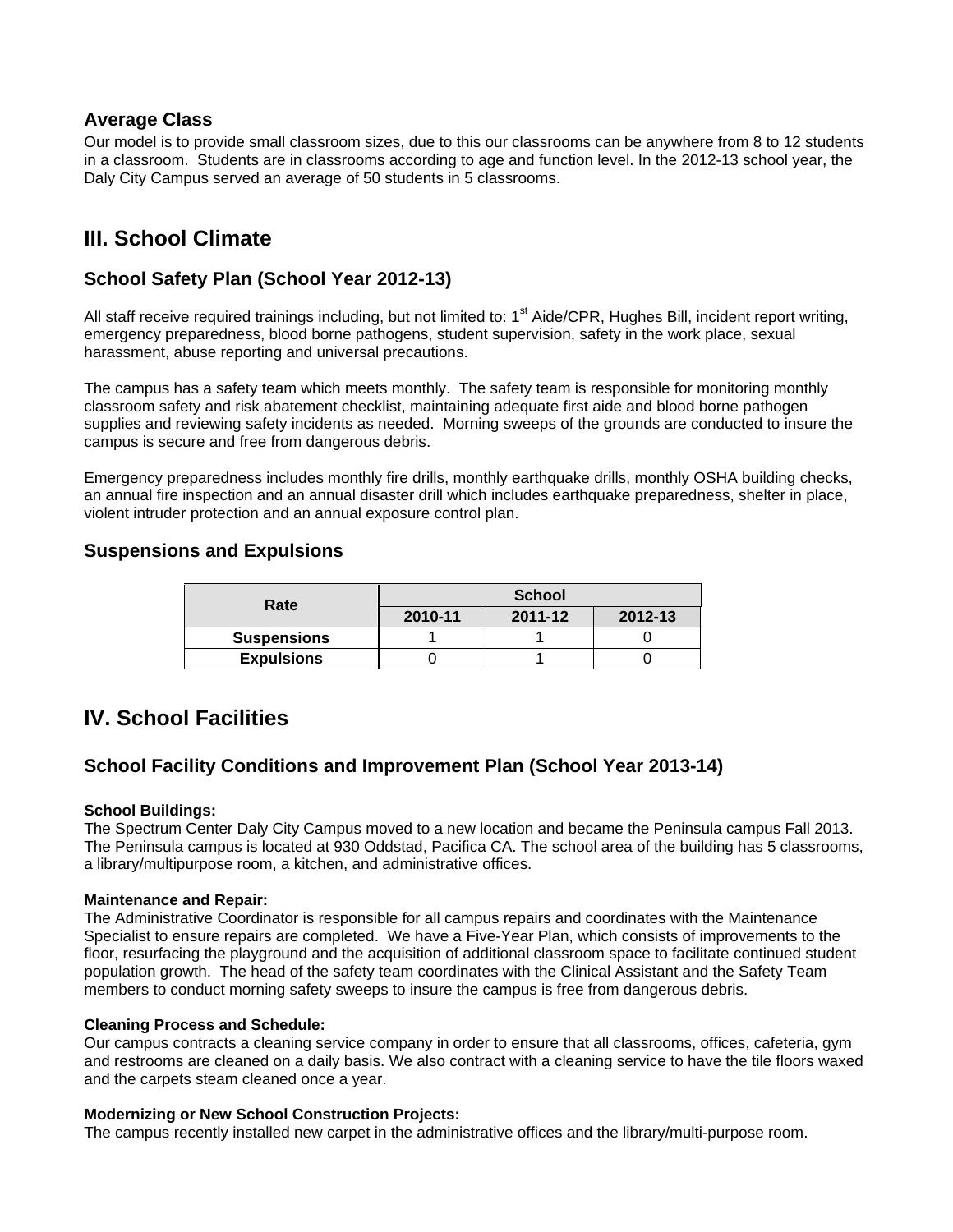### Average Class

Our model is to provide small classroom sizes, due to this our classrooms can be anywhere from 8 to 12 students in a classroom. Students are in classrooms according to age and function level. In the 2012-13 school year, the Daly City Campus served an average of 50 students in 5 classrooms.

## III. School Climate

### School Safety Plan (School Year 2012-13)

All staff receive required trainings including, but not limited to: 1st Aide/CPR, Hughes Bill, incident report writing, emergency preparedness, blood borne pathogens, student supervision, safety in the work place, sexual harassment, abuse reporting and universal precautions.

The campus has a safety team which meets monthly. The safety team is responsible for monitoring monthly classroom safety and risk abatement checklist, maintaining adequate first aide and blood borne pathogen supplies and reviewing safety incidents as needed. Morning sweeps of the grounds are conducted to insure the campus is secure and free from dangerous debris.

Emergency preparedness includes monthly fire drills, monthly earthquake drills, monthly OSHA building checks, an annual fire inspection and an annual disaster drill which includes earthquake preparedness, shelter in place, violent intruder protection and an annual exposure control plan.

### Suspensions and Expulsions

| Rate | School | | |
|---|---|---|---|
| | 2010-11 | 2011-12 | 2012-13 |
| Suspensions | 1 | 1 | 0 |
| Expulsions | 0 | 1 | 0 |

## IV. School Facilities

### School Facility Conditions and Improvement Plan (School Year 2013-14)

**School Buildings:**
The Spectrum Center Daly City Campus moved to a new location and became the Peninsula campus Fall 2013. The Peninsula campus is located at 930 Oddstad, Pacifica CA. The school area of the building has 5 classrooms, a library/multipurpose room, a kitchen, and administrative offices.

**Maintenance and Repair:**
The Administrative Coordinator is responsible for all campus repairs and coordinates with the Maintenance Specialist to ensure repairs are completed. We have a Five-Year Plan, which consists of improvements to the floor, resurfacing the playground and the acquisition of additional classroom space to facilitate continued student population growth. The head of the safety team coordinates with the Clinical Assistant and the Safety Team members to conduct morning safety sweeps to insure the campus is free from dangerous debris.

**Cleaning Process and Schedule:**
Our campus contracts a cleaning service company in order to ensure that all classrooms, offices, cafeteria, gym and restrooms are cleaned on a daily basis. We also contract with a cleaning service to have the tile floors waxed and the carpets steam cleaned once a year.

**Modernizing or New School Construction Projects:**
The campus recently installed new carpet in the administrative offices and the library/multi-purpose room.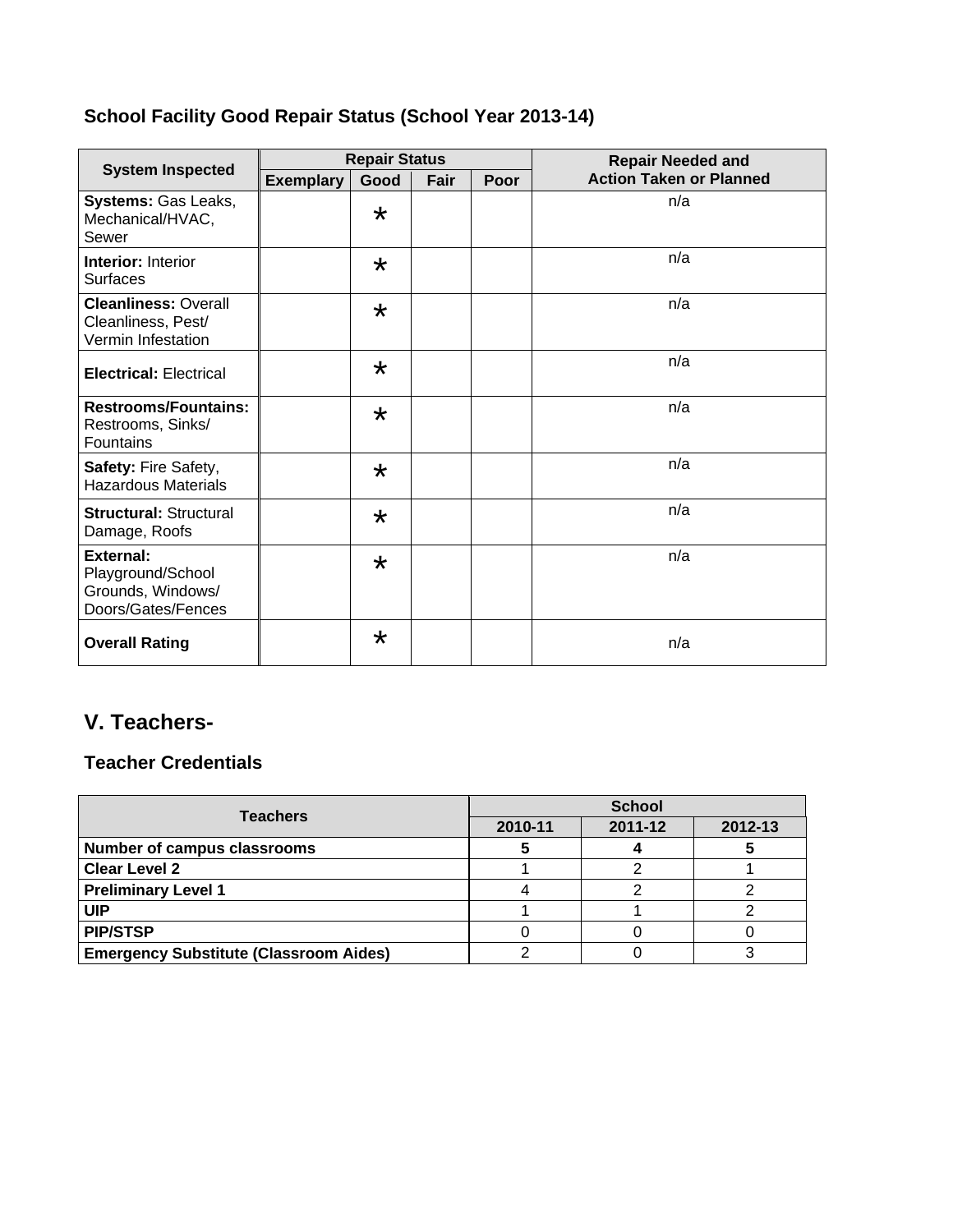### School Facility Good Repair Status (School Year 2013-14)

| System Inspected | Repair Status | | | | Repair Needed and Action Taken or Planned |
|---|---|---|---|---|---|
| | Exemplary | Good | Fair | Poor | |
| **Systems:** Gas Leaks, Mechanical/HVAC, Sewer | | * | | | n/a |
| **Interior:** Interior Surfaces | | * | | | n/a |
| **Cleanliness:** Overall Cleanliness, Pest/ Vermin Infestation | | * | | | n/a |
| **Electrical:** Electrical | | * | | | n/a |
| **Restrooms/Fountains:** Restrooms, Sinks/ Fountains | | * | | | n/a |
| **Safety:** Fire Safety, Hazardous Materials | | * | | | n/a |
| **Structural:** Structural Damage, Roofs | | * | | | n/a |
| **External:** Playground/School Grounds, Windows/ Doors/Gates/Fences | | * | | | n/a |
| **Overall Rating** | | * | | | n/a |

## V. Teachers-

### Teacher Credentials

| Teachers | School | | |
|---|---|---|---|
| | 2010-11 | 2011-12 | 2012-13 |
| **Number of campus classrooms** | **5** | **4** | **5** |
| **Clear Level 2** | 1 | 2 | 1 |
| **Preliminary Level 1** | 4 | 2 | 2 |
| **UIP** | 1 | 1 | 2 |
| **PIP/STSP** | 0 | 0 | 0 |
| **Emergency Substitute (Classroom Aides)** | 2 | 0 | 3 |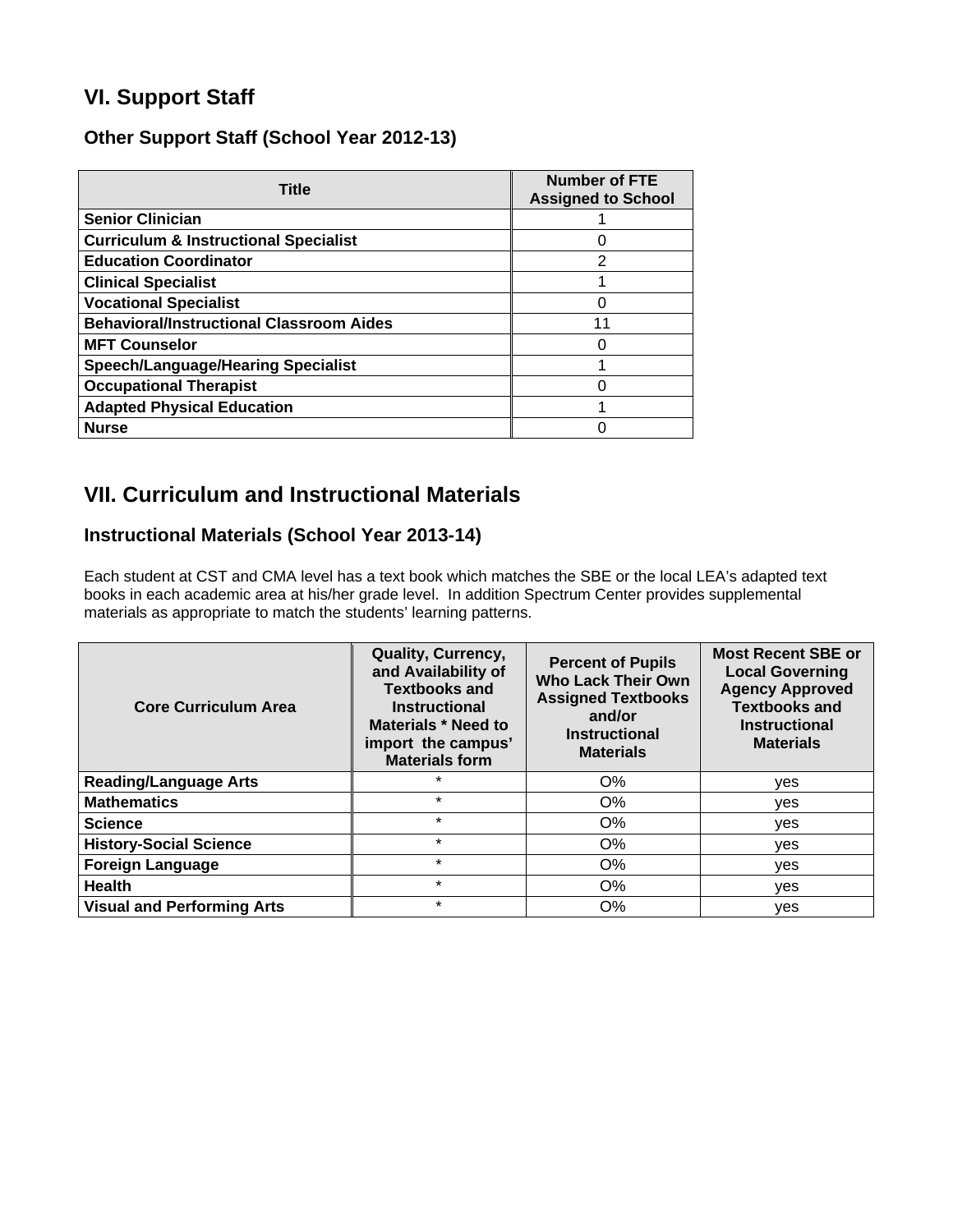## VI. Support Staff

### Other Support Staff (School Year 2012-13)

| Title | Number of FTE Assigned to School |
|---|---|
| **Senior Clinician** | 1 |
| **Curriculum & Instructional Specialist** | 0 |
| **Education Coordinator** | 2 |
| **Clinical Specialist** | 1 |
| **Vocational Specialist** | 0 |
| **Behavioral/Instructional Classroom Aides** | 11 |
| **MFT Counselor** | 0 |
| **Speech/Language/Hearing Specialist** | 1 |
| **Occupational Therapist** | 0 |
| **Adapted Physical Education** | 1 |
| **Nurse** | 0 |

## VII. Curriculum and Instructional Materials

### Instructional Materials (School Year 2013-14)

Each student at CST and CMA level has a text book which matches the SBE or the local LEA's adapted text books in each academic area at his/her grade level. In addition Spectrum Center provides supplemental materials as appropriate to match the students' learning patterns.

| Core Curriculum Area | Quality, Currency, and Availability of Textbooks and Instructional Materials * Need to import the campus' Materials form | Percent of Pupils Who Lack Their Own Assigned Textbooks and/or Instructional Materials | Most Recent SBE or Local Governing Agency Approved Textbooks and Instructional Materials |
|---|---|---|---|
| **Reading/Language Arts** | * | O% | yes |
| **Mathematics** | * | O% | yes |
| **Science** | * | O% | yes |
| **History-Social Science** | * | O% | yes |
| **Foreign Language** | * | O% | yes |
| **Health** | * | O% | yes |
| **Visual and Performing Arts** | * | O% | yes |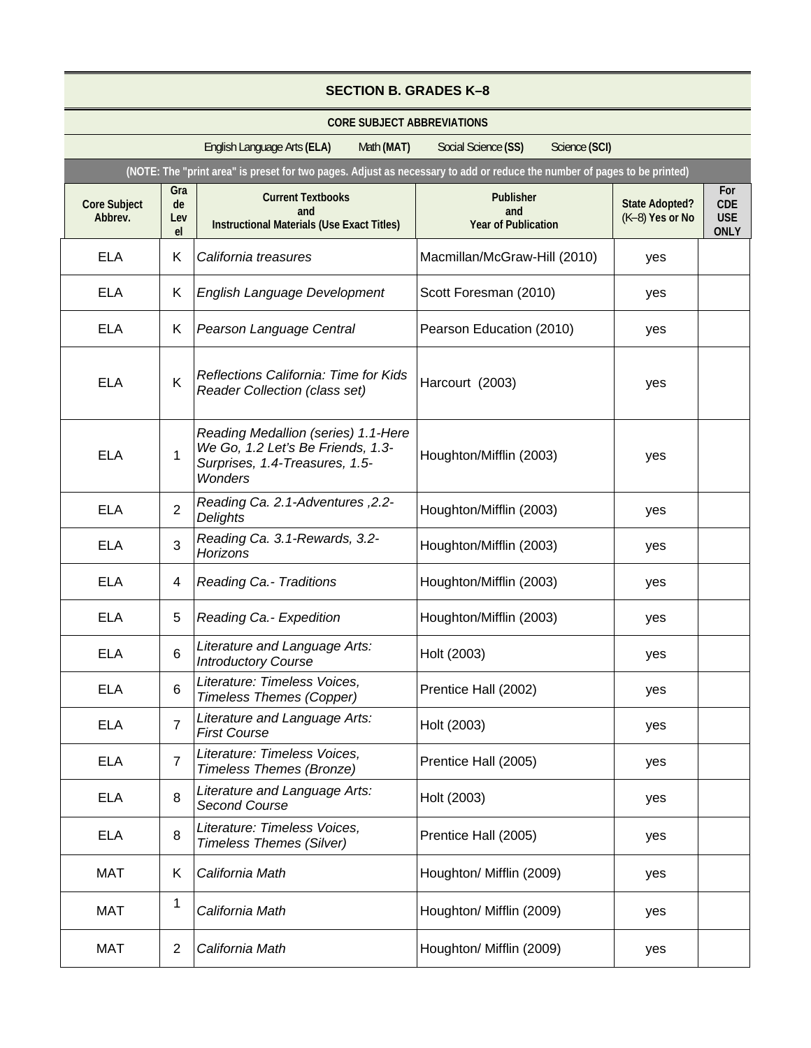## SECTION B. GRADES K–8

**CORE SUBJECT ABBREVIATIONS**

English Language Arts **(ELA)** Math **(MAT)** Social Science **(SS)** Science **(SCI)**

**(NOTE: The "print area" is preset for two pages. Adjust as necessary to add or reduce the number of pages to be printed)**

| Core Subject Abbrev. | Grade Level | Current Textbooks and Instructional Materials (Use Exact Titles) | Publisher and Year of Publication | State Adopted? (K–8) Yes or No | For CDE USE ONLY |
|---|---|---|---|---|---|
| ELA | K | *California treasures* | Macmillan/McGraw-Hill (2010) | yes | |
| ELA | K | *English Language Development* | Scott Foresman (2010) | yes | |
| ELA | K | *Pearson Language Central* | Pearson Education (2010) | yes | |
| ELA | K | *Reflections California: Time for Kids Reader Collection (class set)* | Harcourt (2003) | yes | |
| ELA | 1 | *Reading Medallion (series) 1.1-Here We Go, 1.2 Let's Be Friends, 1.3-Surprises, 1.4-Treasures, 1.5-Wonders* | Houghton/Mifflin (2003) | yes | |
| ELA | 2 | *Reading Ca. 2.1-Adventures ,2.2-Delights* | Houghton/Mifflin (2003) | yes | |
| ELA | 3 | *Reading Ca. 3.1-Rewards, 3.2-Horizons* | Houghton/Mifflin (2003) | yes | |
| ELA | 4 | *Reading Ca.- Traditions* | Houghton/Mifflin (2003) | yes | |
| ELA | 5 | *Reading Ca.- Expedition* | Houghton/Mifflin (2003) | yes | |
| ELA | 6 | *Literature and Language Arts: Introductory Course* | Holt (2003) | yes | |
| ELA | 6 | *Literature: Timeless Voices, Timeless Themes (Copper)* | Prentice Hall (2002) | yes | |
| ELA | 7 | *Literature and Language Arts: First Course* | Holt (2003) | yes | |
| ELA | 7 | *Literature: Timeless Voices, Timeless Themes (Bronze)* | Prentice Hall (2005) | yes | |
| ELA | 8 | *Literature and Language Arts: Second Course* | Holt (2003) | yes | |
| ELA | 8 | *Literature: Timeless Voices, Timeless Themes (Silver)* | Prentice Hall (2005) | yes | |
| MAT | K | *California Math* | Houghton/ Mifflin (2009) | yes | |
| MAT | 1 | *California Math* | Houghton/ Mifflin (2009) | yes | |
| MAT | 2 | *California Math* | Houghton/ Mifflin (2009) | yes | |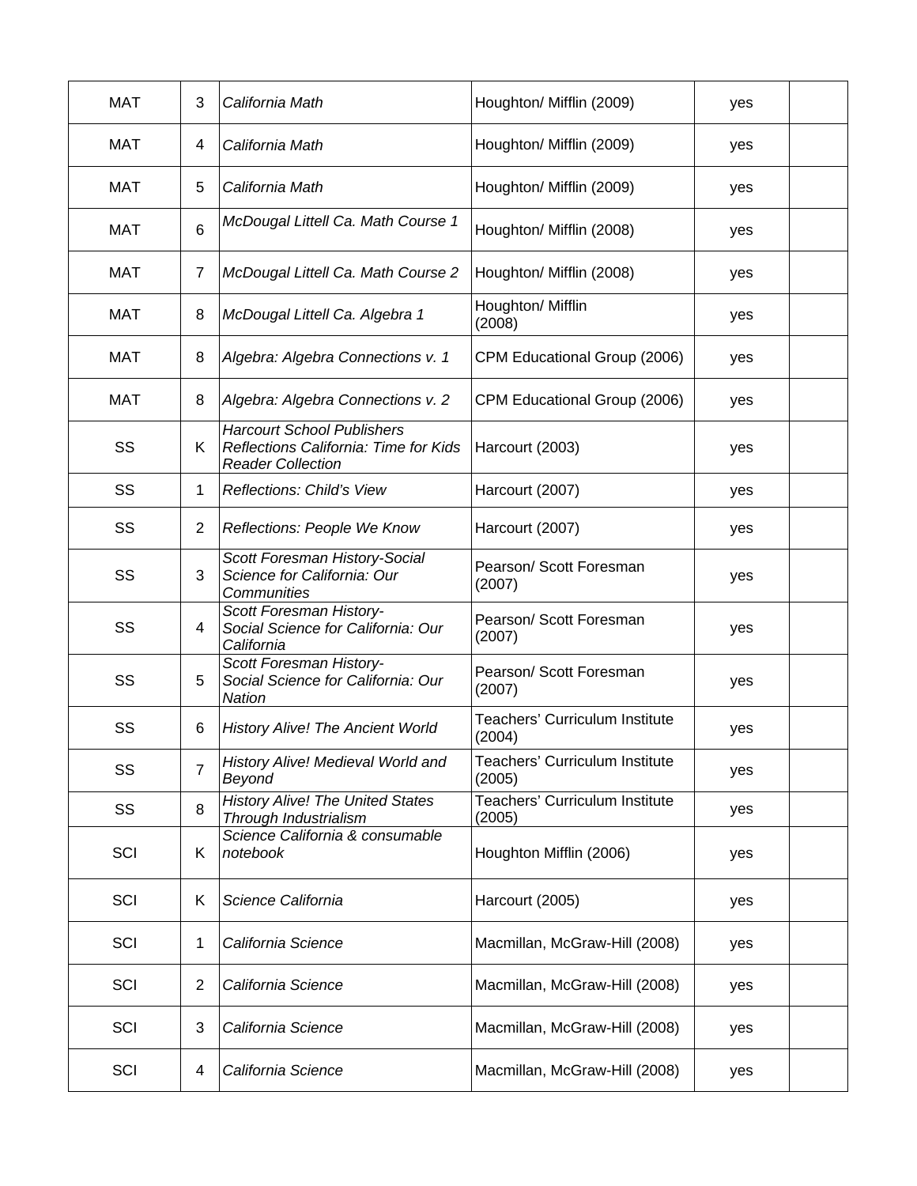| | | | | | |
|---|---|---|---|---|---|
| MAT | 3 | *California Math* | Houghton/ Mifflin (2009) | yes | |
| MAT | 4 | *California Math* | Houghton/ Mifflin (2009) | yes | |
| MAT | 5 | *California Math* | Houghton/ Mifflin (2009) | yes | |
| MAT | 6 | *McDougal Littell Ca. Math Course 1* | Houghton/ Mifflin (2008) | yes | |
| MAT | 7 | *McDougal Littell Ca. Math Course 2* | Houghton/ Mifflin (2008) | yes | |
| MAT | 8 | *McDougal Littell Ca. Algebra 1* | Houghton/ Mifflin (2008) | yes | |
| MAT | 8 | *Algebra: Algebra Connections v. 1* | CPM Educational Group (2006) | yes | |
| MAT | 8 | *Algebra: Algebra Connections v. 2* | CPM Educational Group (2006) | yes | |
| SS | K | *Harcourt School Publishers Reflections California: Time for Kids Reader Collection* | Harcourt (2003) | yes | |
| SS | 1 | *Reflections: Child's View* | Harcourt (2007) | yes | |
| SS | 2 | *Reflections: People We Know* | Harcourt (2007) | yes | |
| SS | 3 | *Scott Foresman History-Social Science for California: Our Communities* | Pearson/ Scott Foresman (2007) | yes | |
| SS | 4 | *Scott Foresman History-Social Science for California: Our California* | Pearson/ Scott Foresman (2007) | yes | |
| SS | 5 | *Scott Foresman History-Social Science for California: Our Nation* | Pearson/ Scott Foresman (2007) | yes | |
| SS | 6 | *History Alive! The Ancient World* | Teachers' Curriculum Institute (2004) | yes | |
| SS | 7 | *History Alive! Medieval World and Beyond* | Teachers' Curriculum Institute (2005) | yes | |
| SS | 8 | *History Alive! The United States Through Industrialism* | Teachers' Curriculum Institute (2005) | yes | |
| SCI | K | *Science California & consumable notebook* | Houghton Mifflin (2006) | yes | |
| SCI | K | *Science California* | Harcourt (2005) | yes | |
| SCI | 1 | *California Science* | Macmillan, McGraw-Hill (2008) | yes | |
| SCI | 2 | *California Science* | Macmillan, McGraw-Hill (2008) | yes | |
| SCI | 3 | *California Science* | Macmillan, McGraw-Hill (2008) | yes | |
| SCI | 4 | *California Science* | Macmillan, McGraw-Hill (2008) | yes | |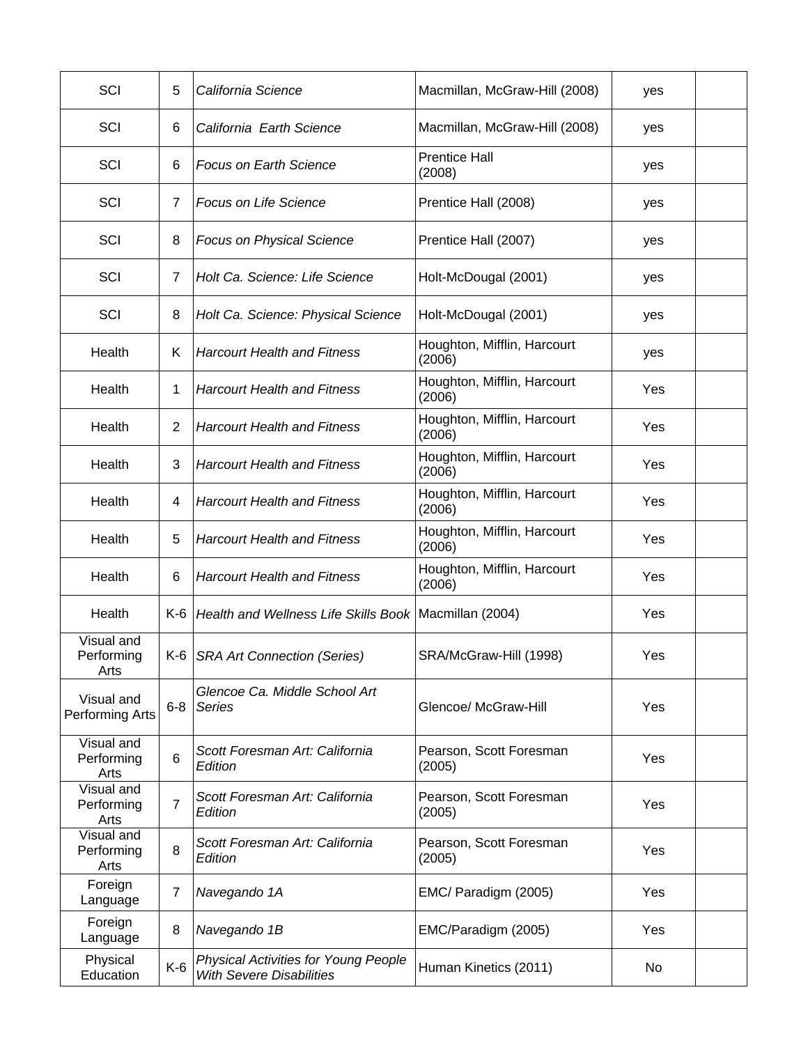| | | | | | |
|---|---|---|---|---|---|
| SCI | 5 | *California Science* | Macmillan, McGraw-Hill (2008) | yes | |
| SCI | 6 | *California Earth Science* | Macmillan, McGraw-Hill (2008) | yes | |
| SCI | 6 | *Focus on Earth Science* | Prentice Hall (2008) | yes | |
| SCI | 7 | *Focus on Life Science* | Prentice Hall (2008) | yes | |
| SCI | 8 | *Focus on Physical Science* | Prentice Hall (2007) | yes | |
| SCI | 7 | *Holt Ca. Science: Life Science* | Holt-McDougal (2001) | yes | |
| SCI | 8 | *Holt Ca. Science: Physical Science* | Holt-McDougal (2001) | yes | |
| Health | K | *Harcourt Health and Fitness* | Houghton, Mifflin, Harcourt (2006) | yes | |
| Health | 1 | *Harcourt Health and Fitness* | Houghton, Mifflin, Harcourt (2006) | Yes | |
| Health | 2 | *Harcourt Health and Fitness* | Houghton, Mifflin, Harcourt (2006) | Yes | |
| Health | 3 | *Harcourt Health and Fitness* | Houghton, Mifflin, Harcourt (2006) | Yes | |
| Health | 4 | *Harcourt Health and Fitness* | Houghton, Mifflin, Harcourt (2006) | Yes | |
| Health | 5 | *Harcourt Health and Fitness* | Houghton, Mifflin, Harcourt (2006) | Yes | |
| Health | 6 | *Harcourt Health and Fitness* | Houghton, Mifflin, Harcourt (2006) | Yes | |
| Health | K-6 | *Health and Wellness Life Skills Book* | Macmillan (2004) | Yes | |
| Visual and Performing Arts | K-6 | *SRA Art Connection (Series)* | SRA/McGraw-Hill (1998) | Yes | |
| Visual and Performing Arts | 6-8 | *Glencoe Ca. Middle School Art Series* | Glencoe/ McGraw-Hill | Yes | |
| Visual and Performing Arts | 6 | *Scott Foresman Art: California Edition* | Pearson, Scott Foresman (2005) | Yes | |
| Visual and Performing Arts | 7 | *Scott Foresman Art: California Edition* | Pearson, Scott Foresman (2005) | Yes | |
| Visual and Performing Arts | 8 | *Scott Foresman Art: California Edition* | Pearson, Scott Foresman (2005) | Yes | |
| Foreign Language | 7 | *Navegando 1A* | EMC/ Paradigm (2005) | Yes | |
| Foreign Language | 8 | *Navegando 1B* | EMC/Paradigm (2005) | Yes | |
| Physical Education | K-6 | *Physical Activities for Young People With Severe Disabilities* | Human Kinetics (2011) | No | |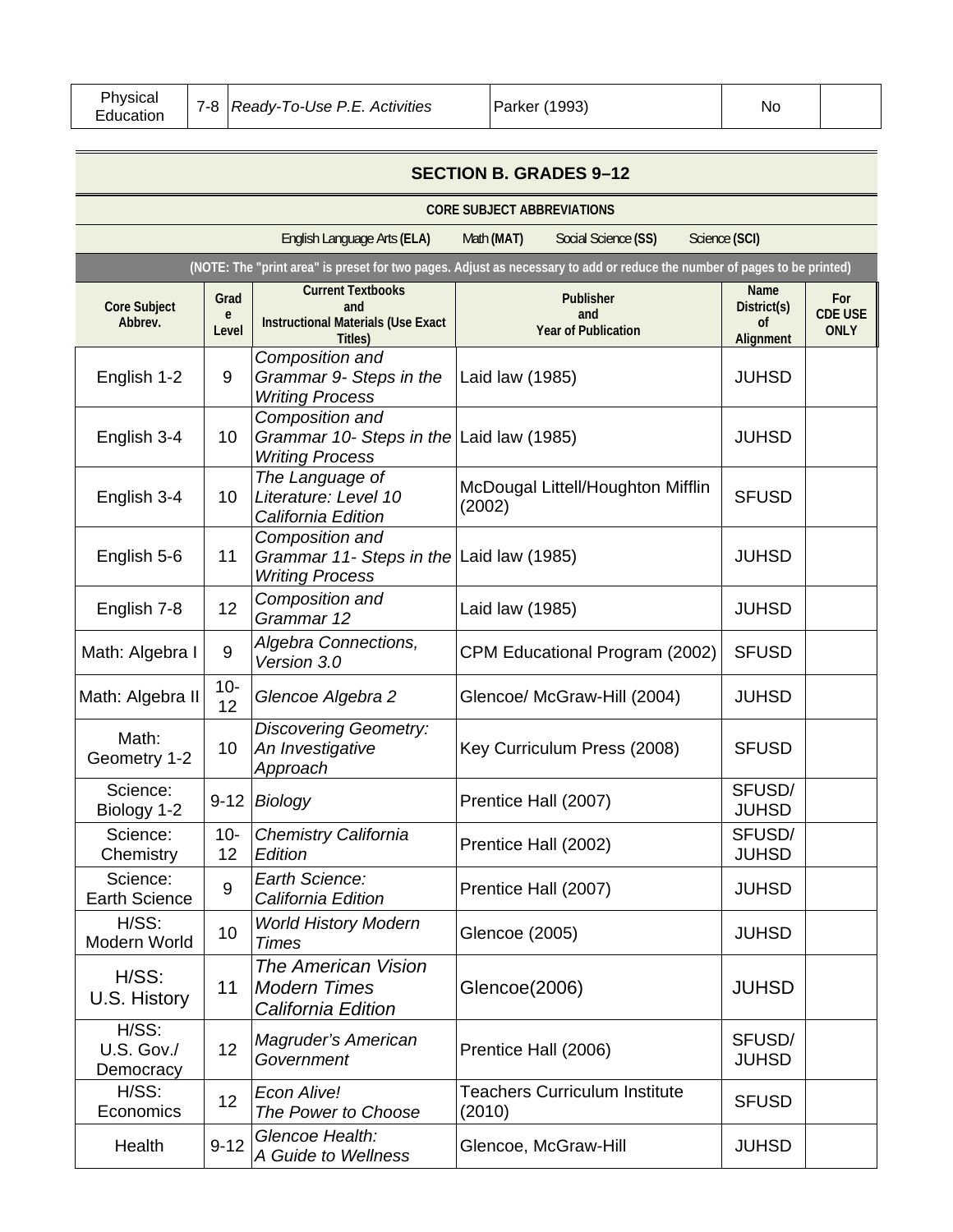| Physical Education | 7-8 | *Ready-To-Use P.E. Activities* | Parker (1993) | No | |
|---|---|---|---|---|---|

## SECTION B. GRADES 9–12

**CORE SUBJECT ABBREVIATIONS**

English Language Arts **(ELA)** Math **(MAT)** Social Science **(SS)** Science **(SCI)**

**(NOTE: The "print area" is preset for two pages. Adjust as necessary to add or reduce the number of pages to be printed)**

| Core Subject Abbrev. | Grade Level | Current Textbooks and Instructional Materials (Use Exact Titles) | Publisher and Year of Publication | Name District(s) of Alignment | For CDE USE ONLY |
|---|---|---|---|---|---|
| English 1-2 | 9 | *Composition and Grammar 9- Steps in the Writing Process* | Laid law (1985) | JUHSD | |
| English 3-4 | 10 | *Composition and Grammar 10- Steps in the Writing Process* | Laid law (1985) | JUHSD | |
| English 3-4 | 10 | *The Language of Literature: Level 10 California Edition* | McDougal Littell/Houghton Mifflin (2002) | SFUSD | |
| English 5-6 | 11 | *Composition and Grammar 11- Steps in the Writing Process* | Laid law (1985) | JUHSD | |
| English 7-8 | 12 | *Composition and Grammar 12* | Laid law (1985) | JUHSD | |
| Math: Algebra I | 9 | *Algebra Connections, Version 3.0* | CPM Educational Program (2002) | SFUSD | |
| Math: Algebra II | 10-12 | *Glencoe Algebra 2* | Glencoe/ McGraw-Hill (2004) | JUHSD | |
| Math: Geometry 1-2 | 10 | *Discovering Geometry: An Investigative Approach* | Key Curriculum Press (2008) | SFUSD | |
| Science: Biology 1-2 | 9-12 | *Biology* | Prentice Hall (2007) | SFUSD/ JUHSD | |
| Science: Chemistry | 10-12 | *Chemistry California Edition* | Prentice Hall (2002) | SFUSD/ JUHSD | |
| Science: Earth Science | 9 | *Earth Science: California Edition* | Prentice Hall (2007) | JUHSD | |
| H/SS: Modern World | 10 | *World History Modern Times* | Glencoe (2005) | JUHSD | |
| H/SS: U.S. History | 11 | *The American Vision Modern Times California Edition* | Glencoe(2006) | JUHSD | |
| H/SS: U.S. Gov./ Democracy | 12 | *Magruder's American Government* | Prentice Hall (2006) | SFUSD/ JUHSD | |
| H/SS: Economics | 12 | *Econ Alive! The Power to Choose* | Teachers Curriculum Institute (2010) | SFUSD | |
| Health | 9-12 | *Glencoe Health: A Guide to Wellness* | Glencoe, McGraw-Hill | JUHSD | |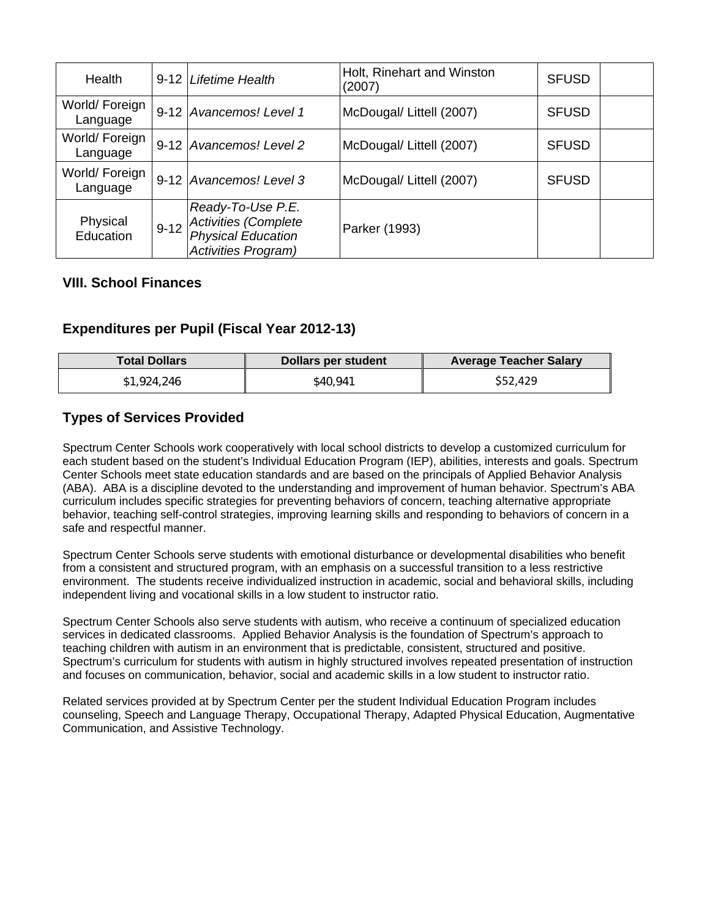| Health | 9-12 | *Lifetime Health* | Holt, Rinehart and Winston (2007) | SFUSD | |
|---|---|---|---|---|---|
| World/ Foreign Language | 9-12 | *Avancemos! Level 1* | McDougal/ Littell (2007) | SFUSD | |
| World/ Foreign Language | 9-12 | *Avancemos! Level 2* | McDougal/ Littell (2007) | SFUSD | |
| World/ Foreign Language | 9-12 | *Avancemos! Level 3* | McDougal/ Littell (2007) | SFUSD | |
| Physical Education | 9-12 | *Ready-To-Use P.E. Activities (Complete Physical Education Activities Program)* | Parker (1993) | | |

### VIII. School Finances

### Expenditures per Pupil (Fiscal Year 2012-13)

| Total Dollars | Dollars per student | Average Teacher Salary |
|---|---|---|
| $1,924,246 | $40,941 | $52,429 |

### Types of Services Provided

Spectrum Center Schools work cooperatively with local school districts to develop a customized curriculum for each student based on the student's Individual Education Program (IEP), abilities, interests and goals. Spectrum Center Schools meet state education standards and are based on the principals of Applied Behavior Analysis (ABA). ABA is a discipline devoted to the understanding and improvement of human behavior. Spectrum's ABA curriculum includes specific strategies for preventing behaviors of concern, teaching alternative appropriate behavior, teaching self-control strategies, improving learning skills and responding to behaviors of concern in a safe and respectful manner.

Spectrum Center Schools serve students with emotional disturbance or developmental disabilities who benefit from a consistent and structured program, with an emphasis on a successful transition to a less restrictive environment. The students receive individualized instruction in academic, social and behavioral skills, including independent living and vocational skills in a low student to instructor ratio.

Spectrum Center Schools also serve students with autism, who receive a continuum of specialized education services in dedicated classrooms. Applied Behavior Analysis is the foundation of Spectrum's approach to teaching children with autism in an environment that is predictable, consistent, structured and positive. Spectrum's curriculum for students with autism in highly structured involves repeated presentation of instruction and focuses on communication, behavior, social and academic skills in a low student to instructor ratio.

Related services provided at by Spectrum Center per the student Individual Education Program includes counseling, Speech and Language Therapy, Occupational Therapy, Adapted Physical Education, Augmentative Communication, and Assistive Technology.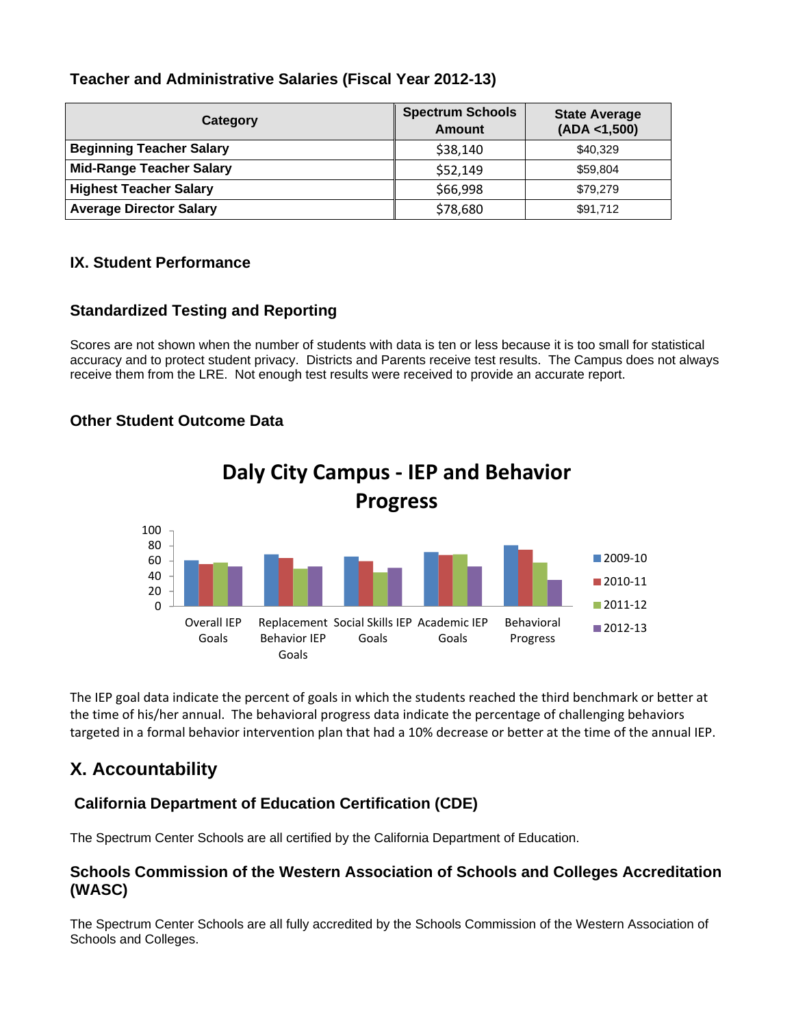### Teacher and Administrative Salaries (Fiscal Year 2012-13)

| Category | Spectrum Schools Amount | State Average (ADA <1,500) |
|---|---|---|
| **Beginning Teacher Salary** | $38,140 | $40,329 |
| **Mid-Range Teacher Salary** | $52,149 | $59,804 |
| **Highest Teacher Salary** | $66,998 | $79,279 |
| **Average Director Salary** | $78,680 | $91,712 |

## IX. Student Performance

### Standardized Testing and Reporting

Scores are not shown when the number of students with data is ten or less because it is too small for statistical accuracy and to protect student privacy. Districts and Parents receive test results. The Campus does not always receive them from the LRE. Not enough test results were received to provide an accurate report.

### Other Student Outcome Data

**Daly City Campus - IEP and Behavior Progress**

The IEP goal data indicate the percent of goals in which the students reached the third benchmark or better at the time of his/her annual. The behavioral progress data indicate the percentage of challenging behaviors targeted in a formal behavior intervention plan that had a 10% decrease or better at the time of the annual IEP.

## X. Accountability

### California Department of Education Certification (CDE)

The Spectrum Center Schools are all certified by the California Department of Education.

### Schools Commission of the Western Association of Schools and Colleges Accreditation (WASC)

The Spectrum Center Schools are all fully accredited by the Schools Commission of the Western Association of Schools and Colleges.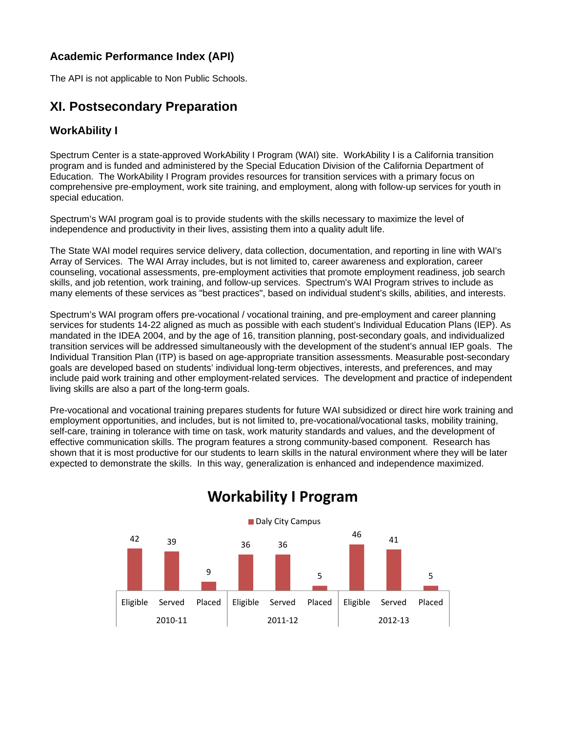### Academic Performance Index (API)

The API is not applicable to Non Public Schools.

## XI. Postsecondary Preparation

### WorkAbility I

Spectrum Center is a state-approved WorkAbility I Program (WAI) site. WorkAbility I is a California transition program and is funded and administered by the Special Education Division of the California Department of Education. The WorkAbility I Program provides resources for transition services with a primary focus on comprehensive pre-employment, work site training, and employment, along with follow-up services for youth in special education.

Spectrum's WAI program goal is to provide students with the skills necessary to maximize the level of independence and productivity in their lives, assisting them into a quality adult life.

The State WAI model requires service delivery, data collection, documentation, and reporting in line with WAI's Array of Services. The WAI Array includes, but is not limited to, career awareness and exploration, career counseling, vocational assessments, pre-employment activities that promote employment readiness, job search skills, and job retention, work training, and follow-up services. Spectrum's WAI Program strives to include as many elements of these services as "best practices", based on individual student's skills, abilities, and interests.

Spectrum's WAI program offers pre-vocational / vocational training, and pre-employment and career planning services for students 14-22 aligned as much as possible with each student's Individual Education Plans (IEP). As mandated in the IDEA 2004, and by the age of 16, transition planning, post-secondary goals, and individualized transition services will be addressed simultaneously with the development of the student's annual IEP goals. The Individual Transition Plan (ITP) is based on age-appropriate transition assessments. Measurable post-secondary goals are developed based on students' individual long-term objectives, interests, and preferences, and may include paid work training and other employment-related services. The development and practice of independent living skills are also a part of the long-term goals.

Pre-vocational and vocational training prepares students for future WAI subsidized or direct hire work training and employment opportunities, and includes, but is not limited to, pre-vocational/vocational tasks, mobility training, self-care, training in tolerance with time on task, work maturity standards and values, and the development of effective communication skills. The program features a strong community-based component. Research has shown that it is most productive for our students to learn skills in the natural environment where they will be later expected to demonstrate the skills. In this way, generalization is enhanced and independence maximized.

**Workability I Program**

Daly City Campus

| | 2010-11 | | | 2011-12 | | | 2012-13 | | |
|---|---|---|---|---|---|---|---|---|---|
| | Eligible | Served | Placed | Eligible | Served | Placed | Eligible | Served | Placed |
| Daly City Campus | 42 | 39 | 9 | 36 | 36 | 5 | 46 | 41 | 5 |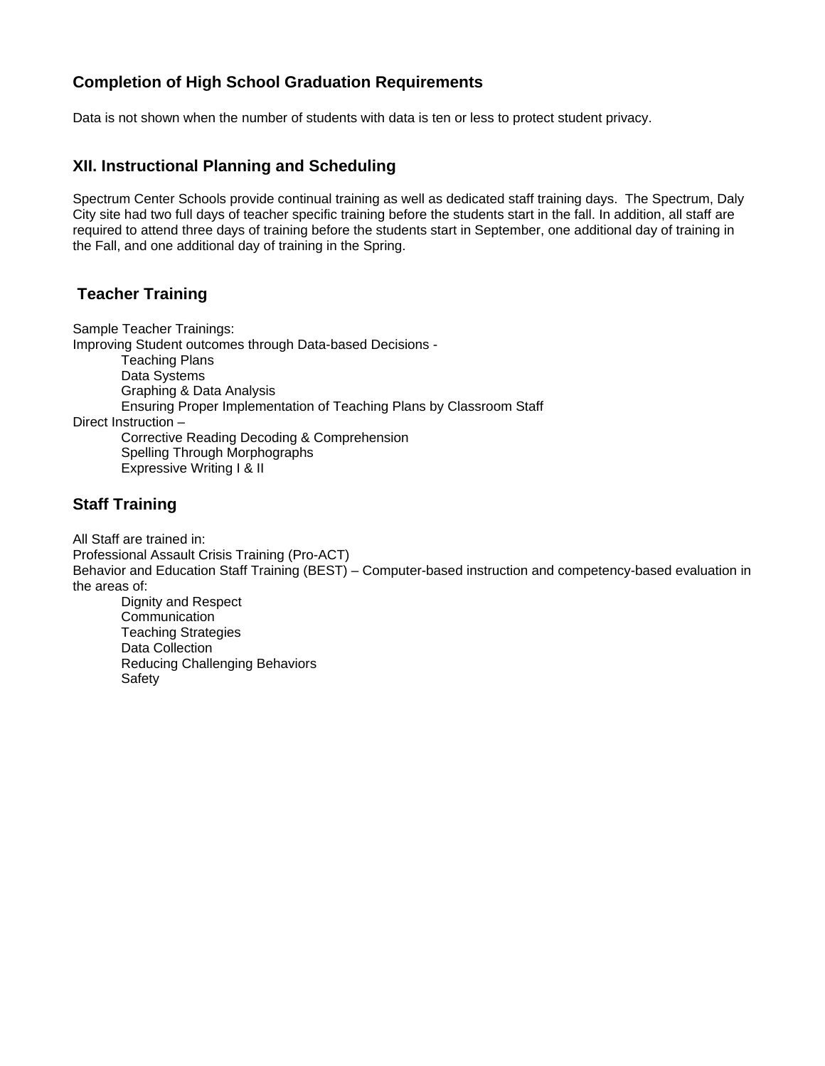## Completion of High School Graduation Requirements

Data is not shown when the number of students with data is ten or less to protect student privacy.

## XII. Instructional Planning and Scheduling

Spectrum Center Schools provide continual training as well as dedicated staff training days. The Spectrum, Daly City site had two full days of teacher specific training before the students start in the fall. In addition, all staff are required to attend three days of training before the students start in September, one additional day of training in the Fall, and one additional day of training in the Spring.

## Teacher Training

Sample Teacher Trainings:

Improving Student outcomes through Data-based Decisions -

- Teaching Plans
- Data Systems
- Graphing & Data Analysis
- Ensuring Proper Implementation of Teaching Plans by Classroom Staff

Direct Instruction –

- Corrective Reading Decoding & Comprehension
- Spelling Through Morphographs
- Expressive Writing I & II

## Staff Training

All Staff are trained in:

Professional Assault Crisis Training (Pro-ACT)

Behavior and Education Staff Training (BEST) – Computer-based instruction and competency-based evaluation in the areas of:

- Dignity and Respect
- Communication
- Teaching Strategies
- Data Collection
- Reducing Challenging Behaviors
- Safety